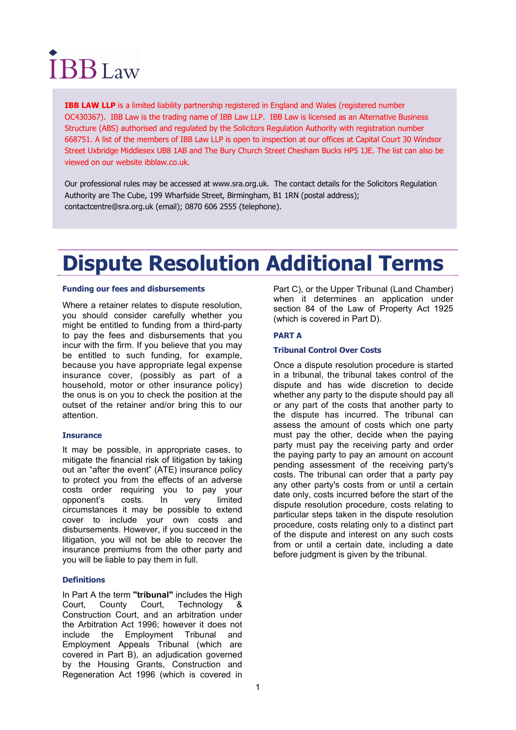IBB Law

**IBB LAW LLP** is a limited liability partnership registered in England and Wales (registered number OC430367). IBB Law is the trading name of IBB Law LLP. IBB Law is licensed as an Alternative Business Structure (ABS) authorised and regulated by the Solicitors Regulation Authority with registration number 668751. A list of the members of IBB Law LLP is open to inspection at our offices at Capital Court 30 Windsor Street Uxbridge Middlesex UB8 1AB and The Bury Church Street Chesham Bucks HP5 1JE. The list can also be viewed on our website ibblaw.co.uk.

Our professional rules may be accessed at www.sra.org.uk. The contact details for the Solicitors Regulation Authority are The Cube, 199 Wharfside Street, Birmingham, B1 1RN (postal address); contactcentre@sra.org.uk (email); 0870 606 2555 (telephone).

# Dispute Resolution Additional Terms

### Funding our fees and disbursements

Where a retainer relates to dispute resolution, you should consider carefully whether you might be entitled to funding from a third-party to pay the fees and disbursements that you incur with the firm. If you believe that you may be entitled to such funding, for example, because you have appropriate legal expense insurance cover, (possibly as part of a household, motor or other insurance policy) the onus is on you to check the position at the outset of the retainer and/or bring this to our attention.

### Insurance

It may be possible, in appropriate cases, to mitigate the financial risk of litigation by taking out an "after the event" (ATE) insurance policy to protect you from the effects of an adverse costs order requiring you to pay your opponent's costs. In very limited circumstances it may be possible to extend cover to include your own costs and disbursements. However, if you succeed in the litigation, you will not be able to recover the insurance premiums from the other party and you will be liable to pay them in full.

### Definitions

In Part A the term **"tribunal"** includes the High Court, County Court, Technology & Construction Court, and an arbitration under the Arbitration Act 1996; however it does not include the Employment Tribunal and Employment Appeals Tribunal (which are covered in Part B), an adjudication governed by the Housing Grants, Construction and Regeneration Act 1996 (which is covered in Part C), or the Upper Tribunal (Land Chamber) when it determines an application under section 84 of the Law of Property Act 1925 (which is covered in Part D).

### PART A

### Tribunal Control Over Costs

Once a dispute resolution procedure is started in a tribunal, the tribunal takes control of the dispute and has wide discretion to decide whether any party to the dispute should pay all or any part of the costs that another party to the dispute has incurred. The tribunal can assess the amount of costs which one party must pay the other, decide when the paying party must pay the receiving party and order the paying party to pay an amount on account pending assessment of the receiving party's costs. The tribunal can order that a party pay any other party's costs from or until a certain date only, costs incurred before the start of the dispute resolution procedure, costs relating to particular steps taken in the dispute resolution procedure, costs relating only to a distinct part of the dispute and interest on any such costs from or until a certain date, including a date before judgment is given by the tribunal.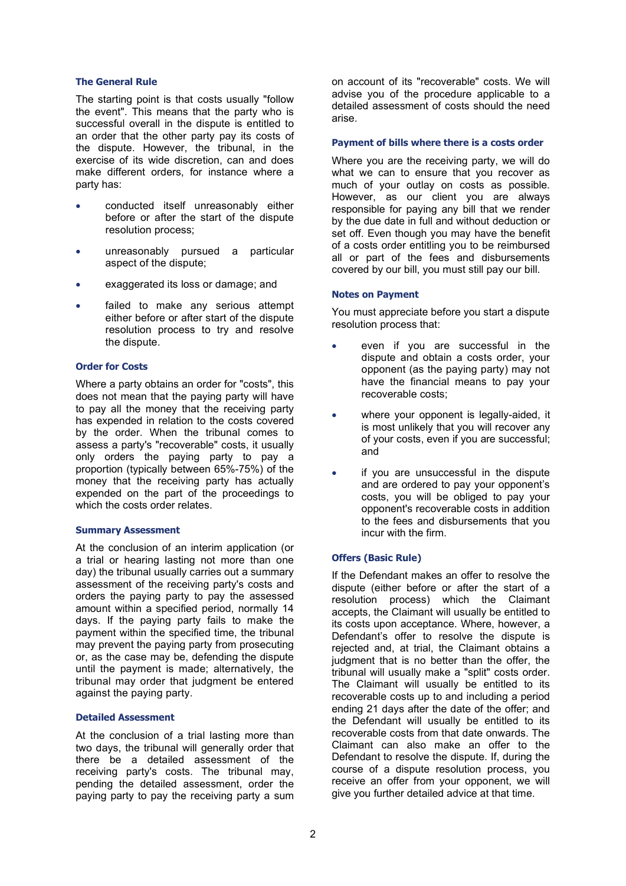### The General Rule

The starting point is that costs usually "follow the event". This means that the party who is successful overall in the dispute is entitled to an order that the other party pay its costs of the dispute. However, the tribunal, in the exercise of its wide discretion, can and does make different orders, for instance where a party has:

- conducted itself unreasonably either before or after the start of the dispute resolution process;
- unreasonably pursued a particular aspect of the dispute;
- exaggerated its loss or damage; and
- failed to make any serious attempt either before or after start of the dispute resolution process to try and resolve the dispute.

### Order for Costs

Where a party obtains an order for "costs", this does not mean that the paying party will have to pay all the money that the receiving party has expended in relation to the costs covered by the order. When the tribunal comes to assess a party's "recoverable" costs, it usually only orders the paying party to pay a proportion (typically between 65%-75%) of the money that the receiving party has actually expended on the part of the proceedings to which the costs order relates.

### Summary Assessment

At the conclusion of an interim application (or a trial or hearing lasting not more than one day) the tribunal usually carries out a summary assessment of the receiving party's costs and orders the paying party to pay the assessed amount within a specified period, normally 14 days. If the paying party fails to make the payment within the specified time, the tribunal may prevent the paying party from prosecuting or, as the case may be, defending the dispute until the payment is made; alternatively, the tribunal may order that judgment be entered against the paying party.

### Detailed Assessment

At the conclusion of a trial lasting more than two days, the tribunal will generally order that there be a detailed assessment of the receiving party's costs. The tribunal may, pending the detailed assessment, order the paying party to pay the receiving party a sum on account of its "recoverable" costs. We will advise you of the procedure applicable to a detailed assessment of costs should the need arise.

### Payment of bills where there is a costs order

Where you are the receiving party, we will do what we can to ensure that you recover as much of your outlay on costs as possible. However, as our client you are always responsible for paying any bill that we render by the due date in full and without deduction or set off. Even though you may have the benefit of a costs order entitling you to be reimbursed all or part of the fees and disbursements covered by our bill, you must still pay our bill.

### Notes on Payment

You must appreciate before you start a dispute resolution process that:

- even if you are successful in the dispute and obtain a costs order, your opponent (as the paying party) may not have the financial means to pay your recoverable costs;
- where your opponent is legally-aided, it is most unlikely that you will recover any of your costs, even if you are successful; and
- if you are unsuccessful in the dispute and are ordered to pay your opponent's costs, you will be obliged to pay your opponent's recoverable costs in addition to the fees and disbursements that you incur with the firm.

### Offers (Basic Rule)

If the Defendant makes an offer to resolve the dispute (either before or after the start of a resolution process) which the Claimant accepts, the Claimant will usually be entitled to its costs upon acceptance. Where, however, a Defendant's offer to resolve the dispute is rejected and, at trial, the Claimant obtains a judgment that is no better than the offer, the tribunal will usually make a "split" costs order. The Claimant will usually be entitled to its recoverable costs up to and including a period ending 21 days after the date of the offer; and the Defendant will usually be entitled to its recoverable costs from that date onwards. The Claimant can also make an offer to the Defendant to resolve the dispute. If, during the course of a dispute resolution process, you receive an offer from your opponent, we will give you further detailed advice at that time.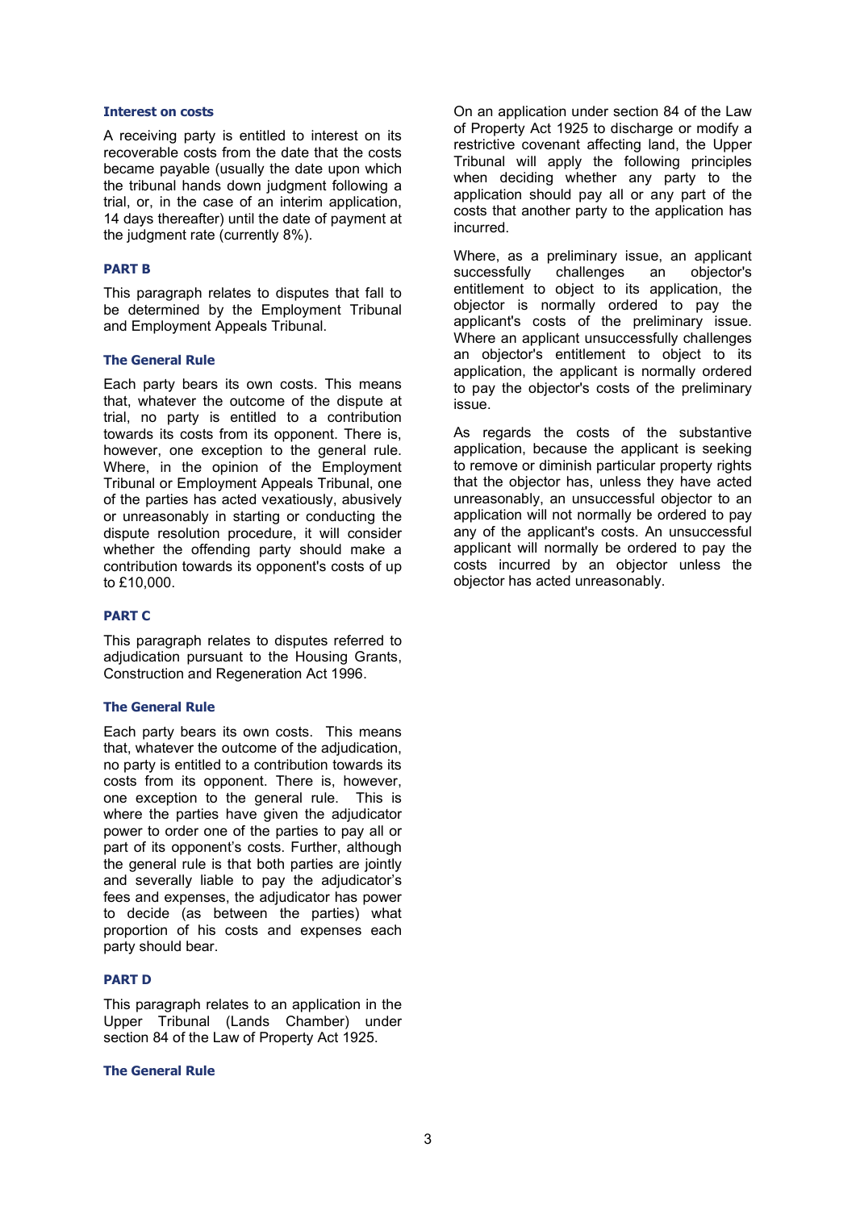### Interest on costs

A receiving party is entitled to interest on its recoverable costs from the date that the costs became payable (usually the date upon which the tribunal hands down judgment following a trial, or, in the case of an interim application, 14 days thereafter) until the date of payment at the judgment rate (currently 8%).

## PART B

This paragraph relates to disputes that fall to be determined by the Employment Tribunal and Employment Appeals Tribunal.

### The General Rule

Each party bears its own costs. This means that, whatever the outcome of the dispute at trial, no party is entitled to a contribution towards its costs from its opponent. There is, however, one exception to the general rule. Where, in the opinion of the Employment Tribunal or Employment Appeals Tribunal, one of the parties has acted vexatiously, abusively or unreasonably in starting or conducting the dispute resolution procedure, it will consider whether the offending party should make a contribution towards its opponent's costs of up to £10,000.

## PART C

This paragraph relates to disputes referred to adjudication pursuant to the Housing Grants, Construction and Regeneration Act 1996.

### The General Rule

Each party bears its own costs. This means that, whatever the outcome of the adjudication, no party is entitled to a contribution towards its costs from its opponent. There is, however, one exception to the general rule. This is where the parties have given the adjudicator power to order one of the parties to pay all or part of its opponent's costs. Further, although the general rule is that both parties are jointly and severally liable to pay the adjudicator's fees and expenses, the adjudicator has power to decide (as between the parties) what proportion of his costs and expenses each party should bear.

## PART D

This paragraph relates to an application in the Upper Tribunal (Lands Chamber) under section 84 of the Law of Property Act 1925.

### The General Rule

On an application under section 84 of the Law of Property Act 1925 to discharge or modify a restrictive covenant affecting land, the Upper Tribunal will apply the following principles when deciding whether any party to the application should pay all or any part of the costs that another party to the application has incurred.

Where, as a preliminary issue, an applicant successfully challenges an objector's entitlement to object to its application, the objector is normally ordered to pay the applicant's costs of the preliminary issue. Where an applicant unsuccessfully challenges an objector's entitlement to object to its application, the applicant is normally ordered to pay the objector's costs of the preliminary issue.

As regards the costs of the substantive application, because the applicant is seeking to remove or diminish particular property rights that the objector has, unless they have acted unreasonably, an unsuccessful objector to an application will not normally be ordered to pay any of the applicant's costs. An unsuccessful applicant will normally be ordered to pay the costs incurred by an objector unless the objector has acted unreasonably.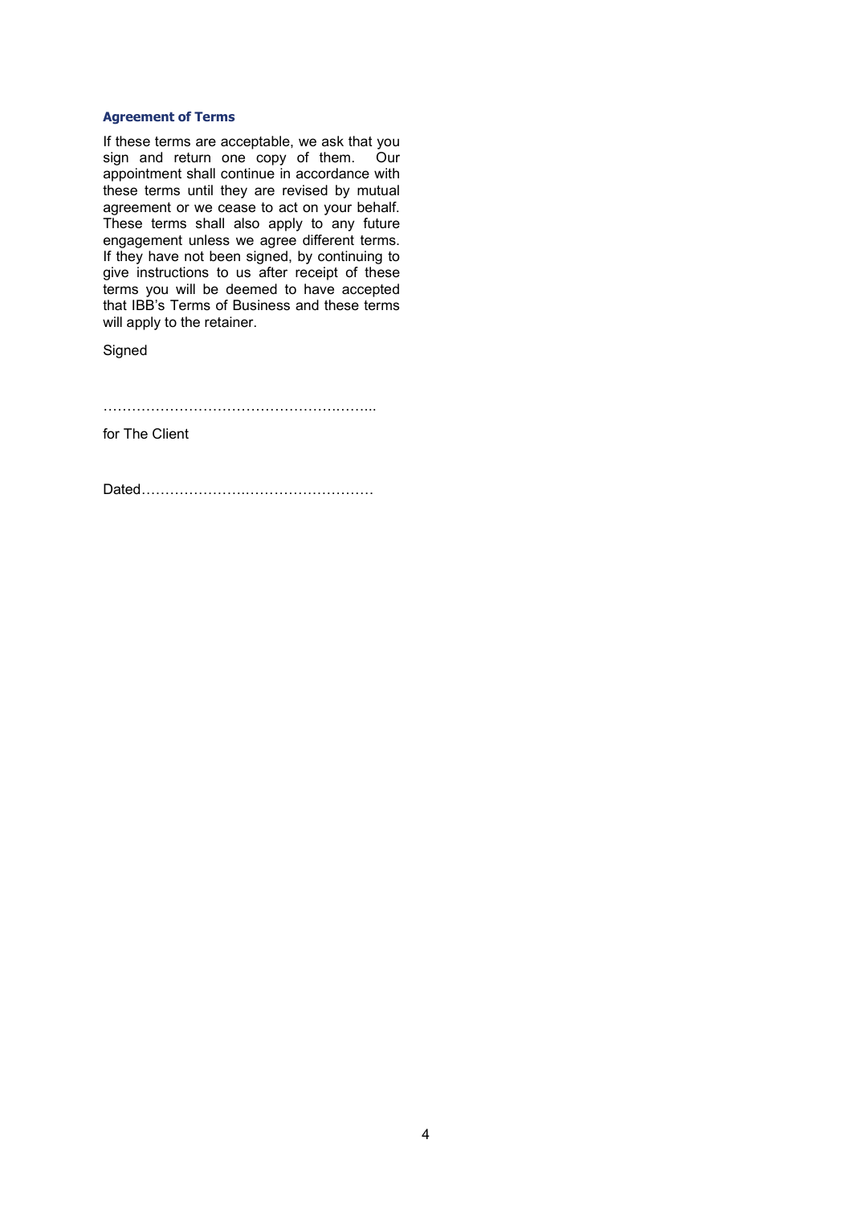### Agreement of Terms

If these terms are acceptable, we ask that you sign and return one copy of them. Our appointment shall continue in accordance with these terms until they are revised by mutual agreement or we cease to act on your behalf. These terms shall also apply to any future engagement unless we agree different terms. If they have not been signed, by continuing to give instructions to us after receipt of these terms you will be deemed to have accepted that IBB's Terms of Business and these terms will apply to the retainer.

Signed

……………………………………………..……..

for The Client

Dated…………………….……………………